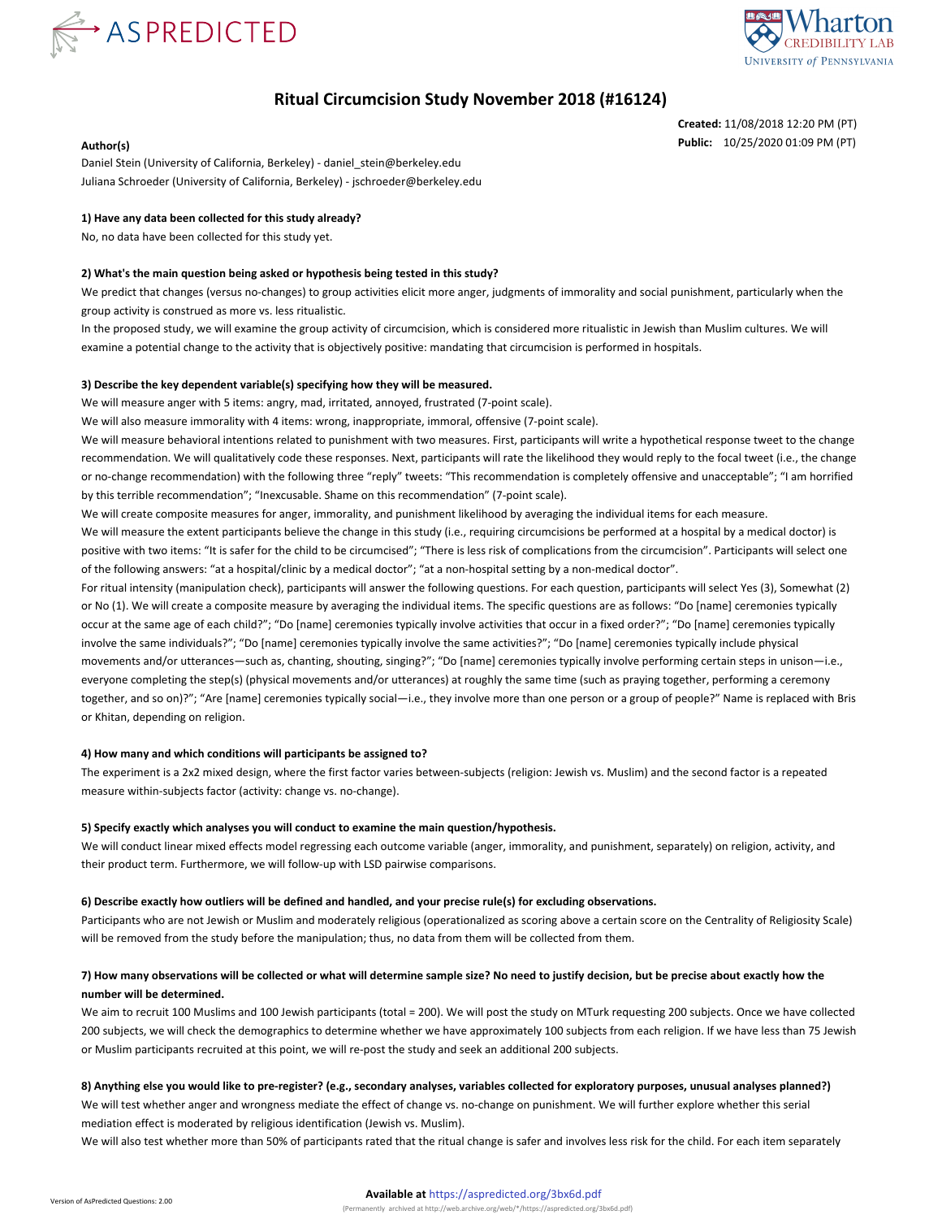# Ritual Circumcision Study November 2018 (#16124)

**Created:** 11/08/2018 12:20 PM (PT)
**Public:** 10/25/2020 01:09 PM (PT)

**Author(s)**

Daniel Stein (University of California, Berkeley) - daniel_stein@berkeley.edu
Juliana Schroeder (University of California, Berkeley) - jschroeder@berkeley.edu

**1) Have any data been collected for this study already?**

No, no data have been collected for this study yet.

**2) What's the main question being asked or hypothesis being tested in this study?**

We predict that changes (versus no-changes) to group activities elicit more anger, judgments of immorality and social punishment, particularly when the group activity is construed as more vs. less ritualistic.

In the proposed study, we will examine the group activity of circumcision, which is considered more ritualistic in Jewish than Muslim cultures. We will examine a potential change to the activity that is objectively positive: mandating that circumcision is performed in hospitals.

**3) Describe the key dependent variable(s) specifying how they will be measured.**

We will measure anger with 5 items: angry, mad, irritated, annoyed, frustrated (7-point scale).

We will also measure immorality with 4 items: wrong, inappropriate, immoral, offensive (7-point scale).

We will measure behavioral intentions related to punishment with two measures. First, participants will write a hypothetical response tweet to the change recommendation. We will qualitatively code these responses. Next, participants will rate the likelihood they would reply to the focal tweet (i.e., the change or no-change recommendation) with the following three "reply" tweets: "This recommendation is completely offensive and unacceptable"; "I am horrified by this terrible recommendation"; "Inexcusable. Shame on this recommendation" (7-point scale).

We will create composite measures for anger, immorality, and punishment likelihood by averaging the individual items for each measure.

We will measure the extent participants believe the change in this study (i.e., requiring circumcisions be performed at a hospital by a medical doctor) is positive with two items: "It is safer for the child to be circumcised"; "There is less risk of complications from the circumcision". Participants will select one of the following answers: "at a hospital/clinic by a medical doctor"; "at a non-hospital setting by a non-medical doctor".

For ritual intensity (manipulation check), participants will answer the following questions. For each question, participants will select Yes (3), Somewhat (2) or No (1). We will create a composite measure by averaging the individual items. The specific questions are as follows: "Do [name] ceremonies typically occur at the same age of each child?"; "Do [name] ceremonies typically involve activities that occur in a fixed order?"; "Do [name] ceremonies typically involve the same individuals?"; "Do [name] ceremonies typically involve the same activities?"; "Do [name] ceremonies typically include physical movements and/or utterances—such as, chanting, shouting, singing?"; "Do [name] ceremonies typically involve performing certain steps in unison—i.e., everyone completing the step(s) (physical movements and/or utterances) at roughly the same time (such as praying together, performing a ceremony together, and so on)?"; "Are [name] ceremonies typically social—i.e., they involve more than one person or a group of people?" Name is replaced with Bris or Khitan, depending on religion.

**4) How many and which conditions will participants be assigned to?**

The experiment is a 2x2 mixed design, where the first factor varies between-subjects (religion: Jewish vs. Muslim) and the second factor is a repeated measure within-subjects factor (activity: change vs. no-change).

**5) Specify exactly which analyses you will conduct to examine the main question/hypothesis.**

We will conduct linear mixed effects model regressing each outcome variable (anger, immorality, and punishment, separately) on religion, activity, and their product term. Furthermore, we will follow-up with LSD pairwise comparisons.

**6) Describe exactly how outliers will be defined and handled, and your precise rule(s) for excluding observations.**

Participants who are not Jewish or Muslim and moderately religious (operationalized as scoring above a certain score on the Centrality of Religiosity Scale) will be removed from the study before the manipulation; thus, no data from them will be collected from them.

**7) How many observations will be collected or what will determine sample size? No need to justify decision, but be precise about exactly how the number will be determined.**

We aim to recruit 100 Muslims and 100 Jewish participants (total = 200). We will post the study on MTurk requesting 200 subjects. Once we have collected 200 subjects, we will check the demographics to determine whether we have approximately 100 subjects from each religion. If we have less than 75 Jewish or Muslim participants recruited at this point, we will re-post the study and seek an additional 200 subjects.

**8) Anything else you would like to pre-register? (e.g., secondary analyses, variables collected for exploratory purposes, unusual analyses planned?)**

We will test whether anger and wrongness mediate the effect of change vs. no-change on punishment. We will further explore whether this serial mediation effect is moderated by religious identification (Jewish vs. Muslim).

We will also test whether more than 50% of participants rated that the ritual change is safer and involves less risk for the child. For each item separately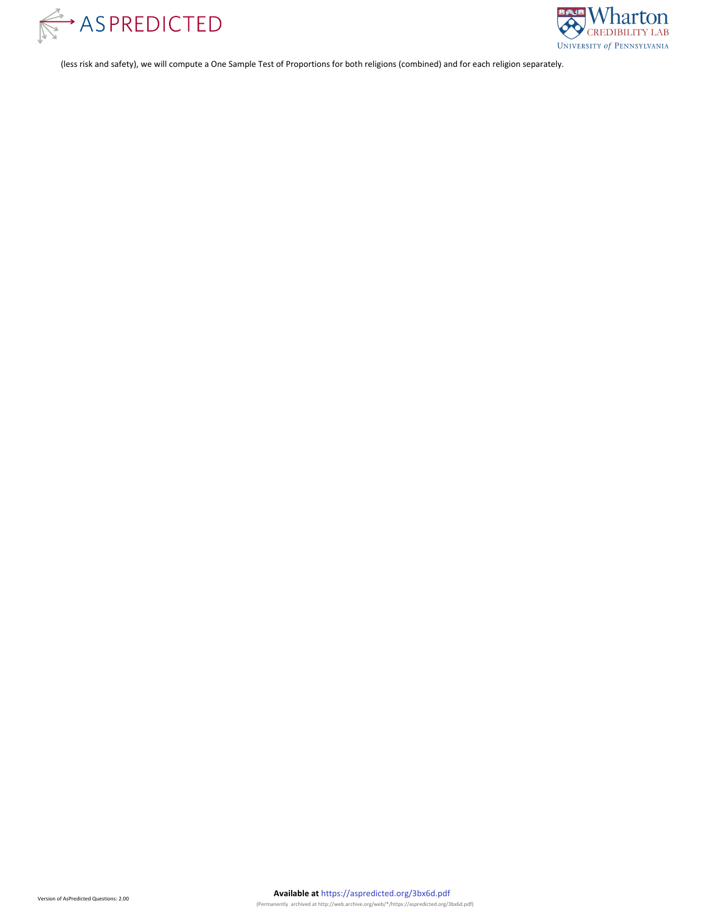(less risk and safety), we will compute a One Sample Test of Proportions for both religions (combined) and for each religion separately.